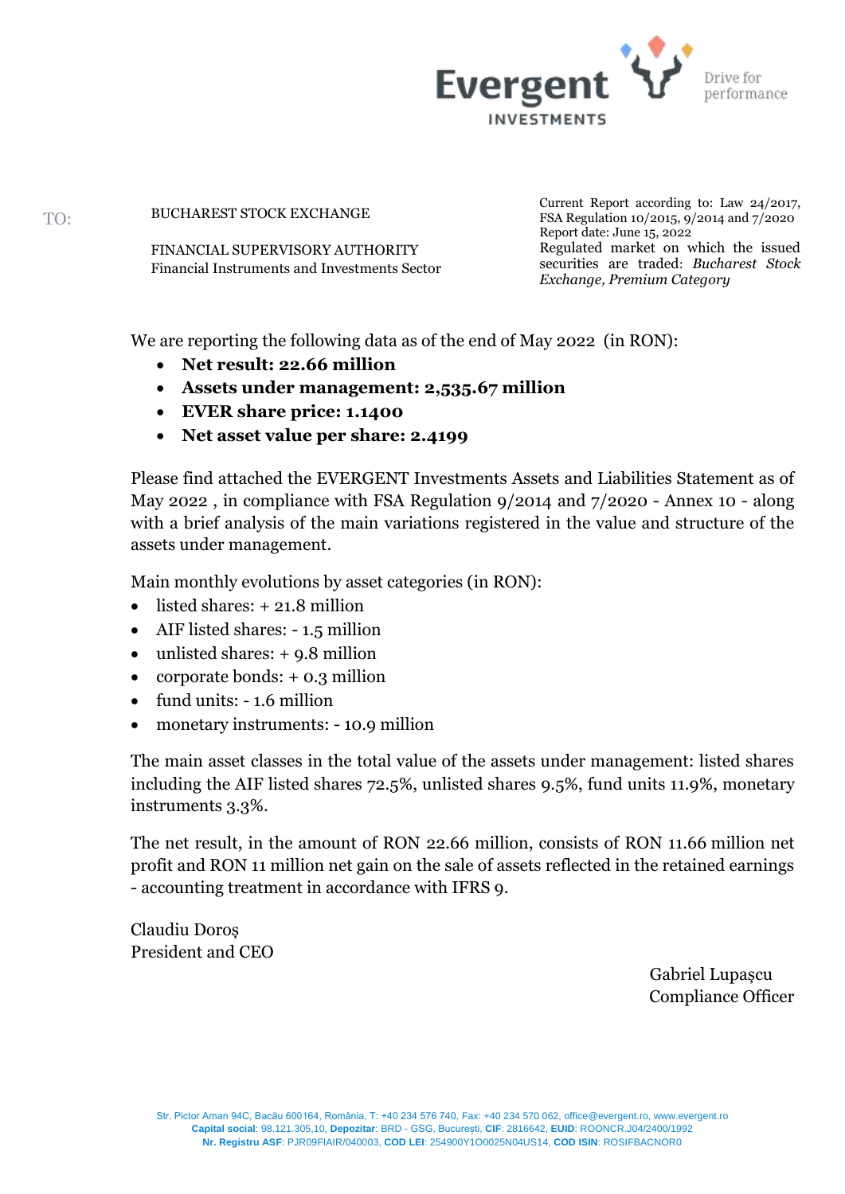Evergent INVESTMENTS — Drive for performance

TO:

BUCHAREST STOCK EXCHANGE

FINANCIAL SUPERVISORY AUTHORITY
Financial Instruments and Investments Sector

Current Report according to: Law 24/2017, FSA Regulation 10/2015, 9/2014 and 7/2020
Report date: June 15, 2022
Regulated market on which the issued securities are traded: *Bucharest Stock Exchange, Premium Category*

We are reporting the following data as of the end of May 2022 (in RON):

- **Net result: 22.66 million**
- **Assets under management: 2,535.67 million**
- **EVER share price: 1.1400**
- **Net asset value per share: 2.4199**

Please find attached the EVERGENT Investments Assets and Liabilities Statement as of May 2022 , in compliance with FSA Regulation 9/2014 and 7/2020 - Annex 10 - along with a brief analysis of the main variations registered in the value and structure of the assets under management.

Main monthly evolutions by asset categories (in RON):

- listed shares: + 21.8 million
- AIF listed shares: - 1.5 million
- unlisted shares: + 9.8 million
- corporate bonds: + 0.3 million
- fund units: - 1.6 million
- monetary instruments: - 10.9 million

The main asset classes in the total value of the assets under management: listed shares including the AIF listed shares 72.5%, unlisted shares 9.5%, fund units 11.9%, monetary instruments 3.3%.

The net result, in the amount of RON 22.66 million, consists of RON 11.66 million net profit and RON 11 million net gain on the sale of assets reflected in the retained earnings - accounting treatment in accordance with IFRS 9.

Claudiu Doroș
President and CEO

Gabriel Lupașcu
Compliance Officer

Str. Pictor Aman 94C, Bacău 600164, România, T: +40 234 576 740, Fax: +40 234 570 062, office@evergent.ro, www.evergent.ro
**Capital social**: 98.121.305,10, **Depozitar**: BRD - GSG, București, **CIF**: 2816642, **EUID**: ROONCR.J04/2400/1992
**Nr. Registru ASF**: PJR09FIAIR/040003, **COD LEI**: 254900Y1O0025N04US14, **COD ISIN**: ROSIFBACNOR0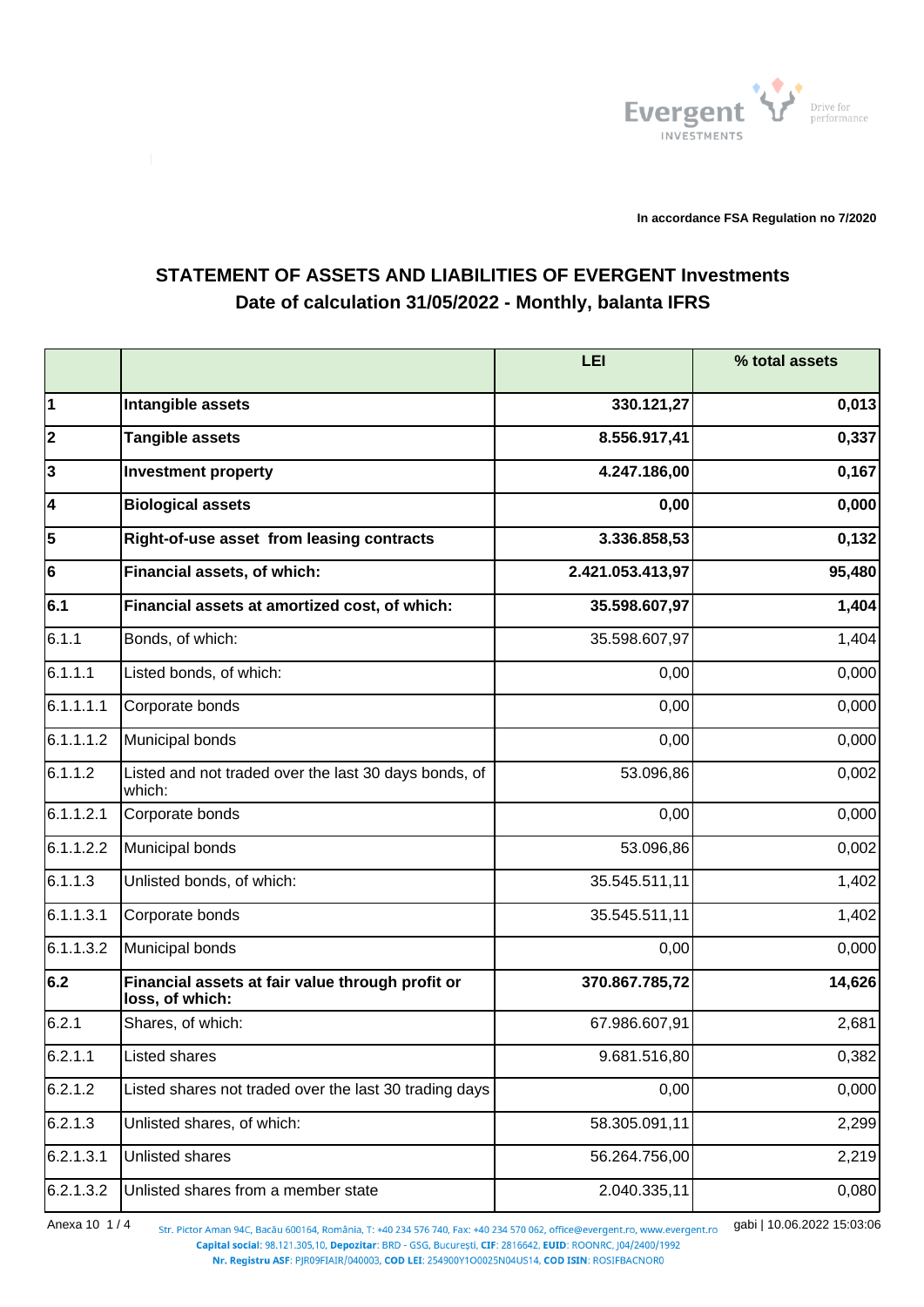In accordance FSA Regulation no 7/2020

## STATEMENT OF ASSETS AND LIABILITIES OF EVERGENT Investments
## Date of calculation 31/05/2022 - Monthly, balanta IFRS

| | | LEI | % total assets |
|---|---|---|---|
| **1** | **Intangible assets** | **330.121,27** | **0,013** |
| **2** | **Tangible assets** | **8.556.917,41** | **0,337** |
| **3** | **Investment property** | **4.247.186,00** | **0,167** |
| **4** | **Biological assets** | **0,00** | **0,000** |
| **5** | **Right-of-use asset from leasing contracts** | **3.336.858,53** | **0,132** |
| **6** | **Financial assets, of which:** | **2.421.053.413,97** | **95,480** |
| **6.1** | **Financial assets at amortized cost, of which:** | **35.598.607,97** | **1,404** |
| 6.1.1 | Bonds, of which: | 35.598.607,97 | 1,404 |
| 6.1.1.1 | Listed bonds, of which: | 0,00 | 0,000 |
| 6.1.1.1.1 | Corporate bonds | 0,00 | 0,000 |
| 6.1.1.1.2 | Municipal bonds | 0,00 | 0,000 |
| 6.1.1.2 | Listed and not traded over the last 30 days bonds, of which: | 53.096,86 | 0,002 |
| 6.1.1.2.1 | Corporate bonds | 0,00 | 0,000 |
| 6.1.1.2.2 | Municipal bonds | 53.096,86 | 0,002 |
| 6.1.1.3 | Unlisted bonds, of which: | 35.545.511,11 | 1,402 |
| 6.1.1.3.1 | Corporate bonds | 35.545.511,11 | 1,402 |
| 6.1.1.3.2 | Municipal bonds | 0,00 | 0,000 |
| **6.2** | **Financial assets at fair value through profit or loss, of which:** | **370.867.785,72** | **14,626** |
| 6.2.1 | Shares, of which: | 67.986.607,91 | 2,681 |
| 6.2.1.1 | Listed shares | 9.681.516,80 | 0,382 |
| 6.2.1.2 | Listed shares not traded over the last 30 trading days | 0,00 | 0,000 |
| 6.2.1.3 | Unlisted shares, of which: | 58.305.091,11 | 2,299 |
| 6.2.1.3.1 | Unlisted shares | 56.264.756,00 | 2,219 |
| 6.2.1.3.2 | Unlisted shares from a member state | 2.040.335,11 | 0,080 |

Anexa 10 gabi | 10.06.2022 15:03:06

Str. Pictor Aman 94C, Bacău 600164, România, T: +40 234 576 740, Fax: +40 234 570 062, office@evergent.ro, www.evergent.ro
**Capital social**: 98.121.305,10, **Depozitar**: BRD - GSG, București, **CIF**: 2816642, **EUID**: ROONRC, J04/2400/1992
**Nr. Registru ASF**: PJR09FIAIR/040003, **COD LEI**: 254900Y1O0025N04US14, **COD ISIN**: ROSIFBACNOR0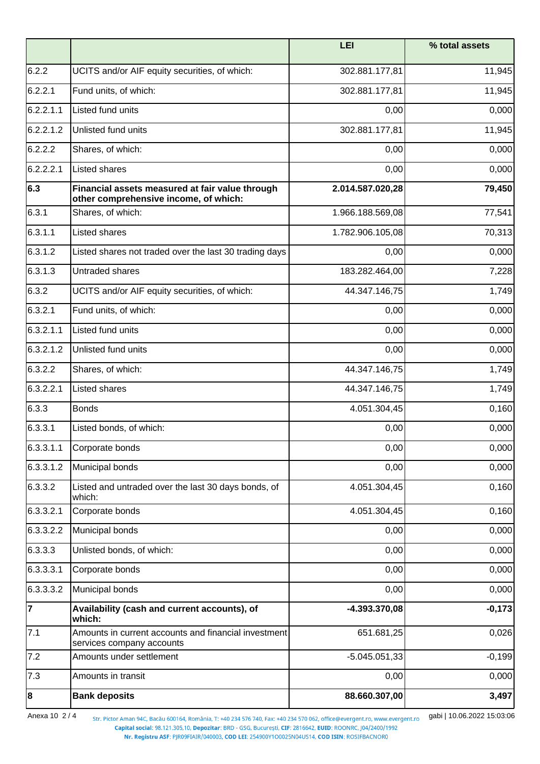| | | LEI | % total assets |
|---|---|---|---|
| 6.2.2 | UCITS and/or AIF equity securities, of which: | 302.881.177,81 | 11,945 |
| 6.2.2.1 | Fund units, of which: | 302.881.177,81 | 11,945 |
| 6.2.2.1.1 | Listed fund units | 0,00 | 0,000 |
| 6.2.2.1.2 | Unlisted fund units | 302.881.177,81 | 11,945 |
| 6.2.2.2 | Shares, of which: | 0,00 | 0,000 |
| 6.2.2.2.1 | Listed shares | 0,00 | 0,000 |
| **6.3** | **Financial assets measured at fair value through other comprehensive income, of which:** | **2.014.587.020,28** | **79,450** |
| 6.3.1 | Shares, of which: | 1.966.188.569,08 | 77,541 |
| 6.3.1.1 | Listed shares | 1.782.906.105,08 | 70,313 |
| 6.3.1.2 | Listed shares not traded over the last 30 trading days | 0,00 | 0,000 |
| 6.3.1.3 | Untraded shares | 183.282.464,00 | 7,228 |
| 6.3.2 | UCITS and/or AIF equity securities, of which: | 44.347.146,75 | 1,749 |
| 6.3.2.1 | Fund units, of which: | 0,00 | 0,000 |
| 6.3.2.1.1 | Listed fund units | 0,00 | 0,000 |
| 6.3.2.1.2 | Unlisted fund units | 0,00 | 0,000 |
| 6.3.2.2 | Shares, of which: | 44.347.146,75 | 1,749 |
| 6.3.2.2.1 | Listed shares | 44.347.146,75 | 1,749 |
| 6.3.3 | Bonds | 4.051.304,45 | 0,160 |
| 6.3.3.1 | Listed bonds, of which: | 0,00 | 0,000 |
| 6.3.3.1.1 | Corporate bonds | 0,00 | 0,000 |
| 6.3.3.1.2 | Municipal bonds | 0,00 | 0,000 |
| 6.3.3.2 | Listed and untraded over the last 30 days bonds, of which: | 4.051.304,45 | 0,160 |
| 6.3.3.2.1 | Corporate bonds | 4.051.304,45 | 0,160 |
| 6.3.3.2.2 | Municipal bonds | 0,00 | 0,000 |
| 6.3.3.3 | Unlisted bonds, of which: | 0,00 | 0,000 |
| 6.3.3.3.1 | Corporate bonds | 0,00 | 0,000 |
| 6.3.3.3.2 | Municipal bonds | 0,00 | 0,000 |
| **7** | **Availability (cash and current accounts), of which:** | **-4.393.370,08** | **-0,173** |
| 7.1 | Amounts in current accounts and financial investment services company accounts | 651.681,25 | 0,026 |
| 7.2 | Amounts under settlement | -5.045.051,33 | -0,199 |
| 7.3 | Amounts in transit | 0,00 | 0,000 |
| **8** | **Bank deposits** | **88.660.307,00** | **3,497** |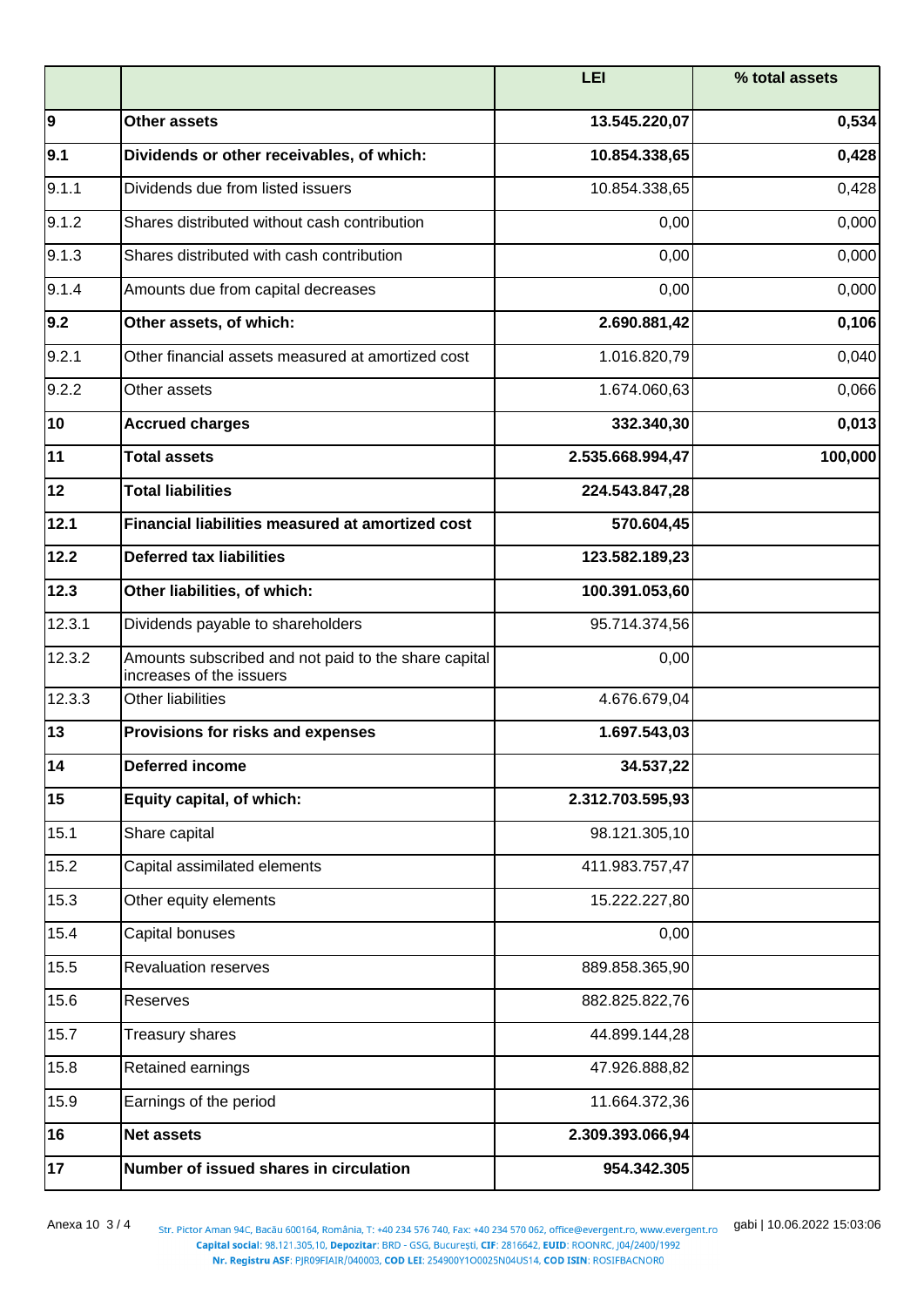| | | LEI | % total assets |
|---|---|---|---|
| **9** | **Other assets** | **13.545.220,07** | **0,534** |
| **9.1** | **Dividends or other receivables, of which:** | **10.854.338,65** | **0,428** |
| 9.1.1 | Dividends due from listed issuers | 10.854.338,65 | 0,428 |
| 9.1.2 | Shares distributed without cash contribution | 0,00 | 0,000 |
| 9.1.3 | Shares distributed with cash contribution | 0,00 | 0,000 |
| 9.1.4 | Amounts due from capital decreases | 0,00 | 0,000 |
| **9.2** | **Other assets, of which:** | **2.690.881,42** | **0,106** |
| 9.2.1 | Other financial assets measured at amortized cost | 1.016.820,79 | 0,040 |
| 9.2.2 | Other assets | 1.674.060,63 | 0,066 |
| **10** | **Accrued charges** | **332.340,30** | **0,013** |
| **11** | **Total assets** | **2.535.668.994,47** | **100,000** |
| **12** | **Total liabilities** | **224.543.847,28** | |
| **12.1** | **Financial liabilities measured at amortized cost** | **570.604,45** | |
| **12.2** | **Deferred tax liabilities** | **123.582.189,23** | |
| **12.3** | **Other liabilities, of which:** | **100.391.053,60** | |
| 12.3.1 | Dividends payable to shareholders | 95.714.374,56 | |
| 12.3.2 | Amounts subscribed and not paid to the share capital increases of the issuers | 0,00 | |
| 12.3.3 | Other liabilities | 4.676.679,04 | |
| **13** | **Provisions for risks and expenses** | **1.697.543,03** | |
| **14** | **Deferred income** | **34.537,22** | |
| **15** | **Equity capital, of which:** | **2.312.703.595,93** | |
| 15.1 | Share capital | 98.121.305,10 | |
| 15.2 | Capital assimilated elements | 411.983.757,47 | |
| 15.3 | Other equity elements | 15.222.227,80 | |
| 15.4 | Capital bonuses | 0,00 | |
| 15.5 | Revaluation reserves | 889.858.365,90 | |
| 15.6 | Reserves | 882.825.822,76 | |
| 15.7 | Treasury shares | 44.899.144,28 | |
| 15.8 | Retained earnings | 47.926.888,82 | |
| 15.9 | Earnings of the period | 11.664.372,36 | |
| **16** | **Net assets** | **2.309.393.066,94** | |
| **17** | **Number of issued shares in circulation** | **954.342.305** | |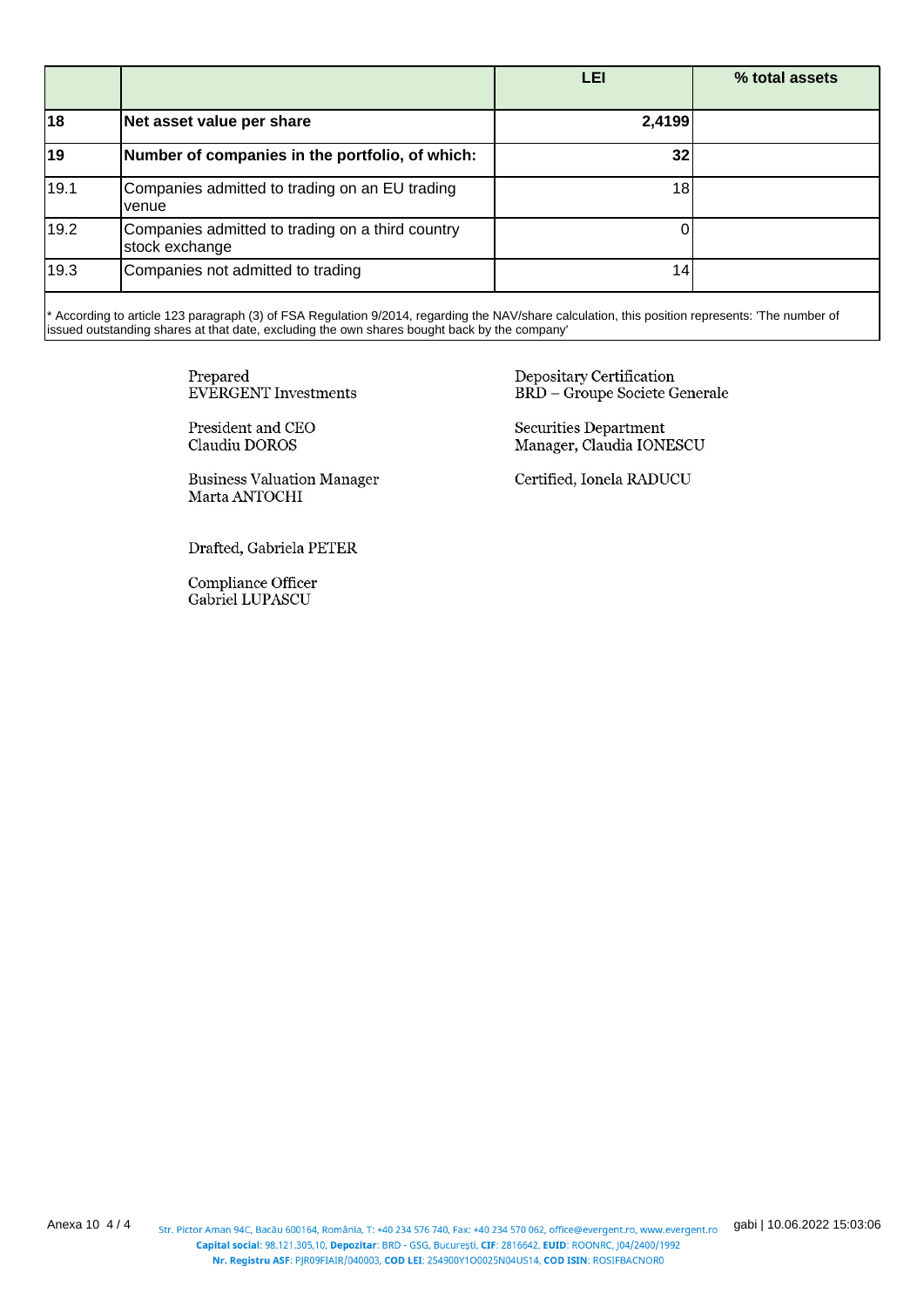| | | LEI | % total assets |
|---|---|---|---|
| **18** | **Net asset value per share** | **2,4199** | |
| **19** | **Number of companies in the portfolio, of which:** | **32** | |
| 19.1 | Companies admitted to trading on an EU trading venue | 18 | |
| 19.2 | Companies admitted to trading on a third country stock exchange | 0 | |
| 19.3 | Companies not admitted to trading | 14 | |

* According to article 123 paragraph (3) of FSA Regulation 9/2014, regarding the NAV/share calculation, this position represents: 'The number of issued outstanding shares at that date, excluding the own shares bought back by the company'

Prepared
EVERGENT Investments

President and CEO
Claudiu DOROS

Business Valuation Manager
Marta ANTOCHI

Drafted, Gabriela PETER

Compliance Officer
Gabriel LUPASCU

Depositary Certification
BRD – Groupe Societe Generale

Securities Department
Manager, Claudia IONESCU

Certified, Ionela RADUCU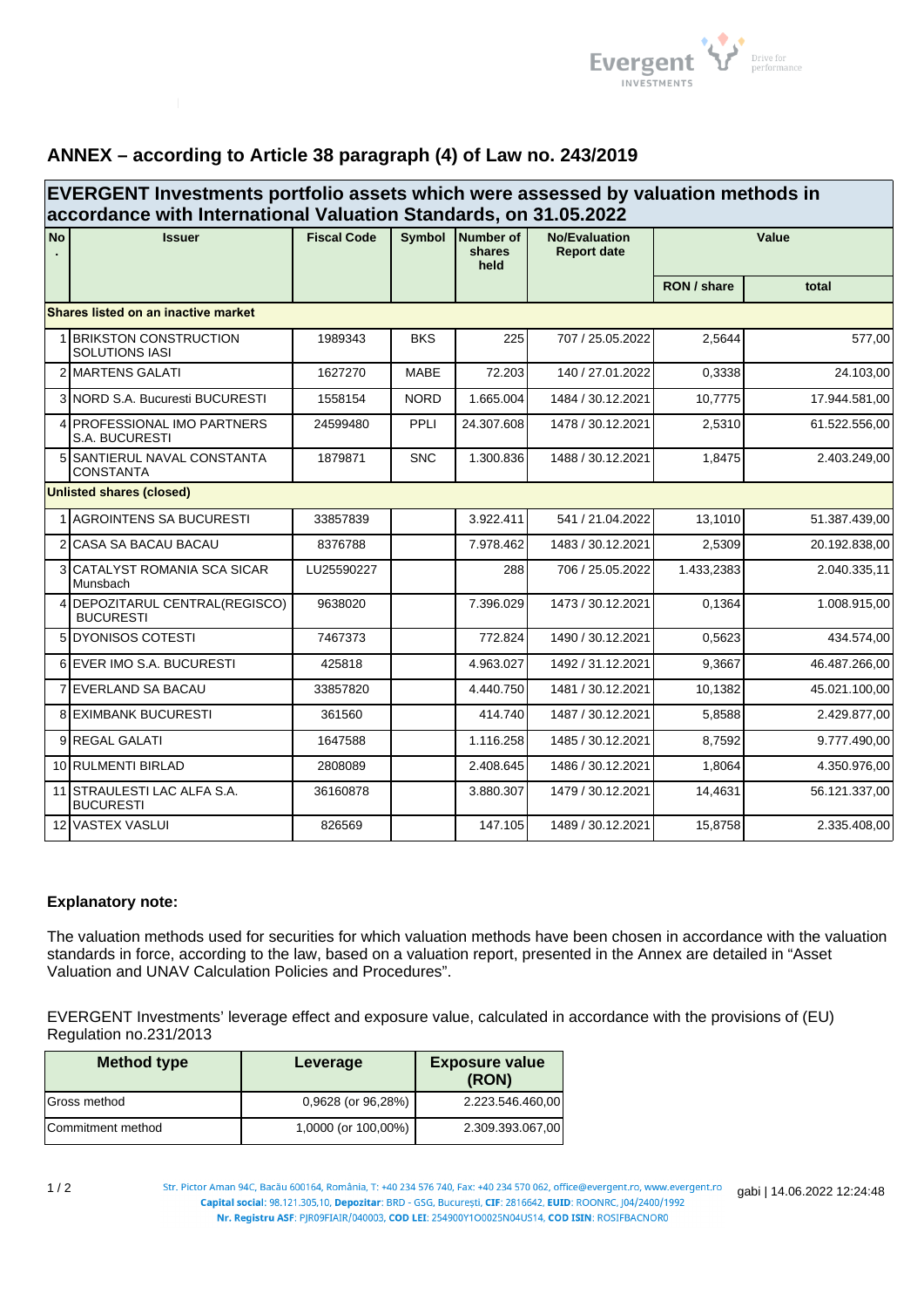## ANNEX – according to Article 38 paragraph (4) of Law no. 243/2019

### EVERGENT Investments portfolio assets which were assessed by valuation methods in accordance with International Valuation Standards, on 31.05.2022

| No. | Issuer | Fiscal Code | Symbol | Number of shares held | No/Evaluation Report date | Value | |
|---|---|---|---|---|---|---|---|
| | | | | | | RON / share | total |
| **Shares listed on an inactive market** | | | | | | | |
| 1 | BRIKSTON CONSTRUCTION SOLUTIONS IASI | 1989343 | BKS | 225 | 707 / 25.05.2022 | 2,5644 | 577,00 |
| 2 | MARTENS GALATI | 1627270 | MABE | 72.203 | 140 / 27.01.2022 | 0,3338 | 24.103,00 |
| 3 | NORD S.A. Bucuresti BUCURESTI | 1558154 | NORD | 1.665.004 | 1484 / 30.12.2021 | 10,7775 | 17.944.581,00 |
| 4 | PROFESSIONAL IMO PARTNERS S.A. BUCURESTI | 24599480 | PPLI | 24.307.608 | 1478 / 30.12.2021 | 2,5310 | 61.522.556,00 |
| 5 | SANTIERUL NAVAL CONSTANTA CONSTANTA | 1879871 | SNC | 1.300.836 | 1488 / 30.12.2021 | 1,8475 | 2.403.249,00 |
| **Unlisted shares (closed)** | | | | | | | |
| 1 | AGROINTENS SA BUCURESTI | 33857839 | | 3.922.411 | 541 / 21.04.2022 | 13,1010 | 51.387.439,00 |
| 2 | CASA SA BACAU BACAU | 8376788 | | 7.978.462 | 1483 / 30.12.2021 | 2,5309 | 20.192.838,00 |
| 3 | CATALYST ROMANIA SCA SICAR Munsbach | LU25590227 | | 288 | 706 / 25.05.2022 | 1.433,2383 | 2.040.335,11 |
| 4 | DEPOZITARUL CENTRAL(REGISCO) BUCURESTI | 9638020 | | 7.396.029 | 1473 / 30.12.2021 | 0,1364 | 1.008.915,00 |
| 5 | DYONISOS COTESTI | 7467373 | | 772.824 | 1490 / 30.12.2021 | 0,5623 | 434.574,00 |
| 6 | EVER IMO S.A. BUCURESTI | 425818 | | 4.963.027 | 1492 / 31.12.2021 | 9,3667 | 46.487.266,00 |
| 7 | EVERLAND SA BACAU | 33857820 | | 4.440.750 | 1481 / 30.12.2021 | 10,1382 | 45.021.100,00 |
| 8 | EXIMBANK BUCURESTI | 361560 | | 414.740 | 1487 / 30.12.2021 | 5,8588 | 2.429.877,00 |
| 9 | REGAL GALATI | 1647588 | | 1.116.258 | 1485 / 30.12.2021 | 8,7592 | 9.777.490,00 |
| 10 | RULMENTI BIRLAD | 2808089 | | 2.408.645 | 1486 / 30.12.2021 | 1,8064 | 4.350.976,00 |
| 11 | STRAULESTI LAC ALFA S.A. BUCURESTI | 36160878 | | 3.880.307 | 1479 / 30.12.2021 | 14,4631 | 56.121.337,00 |
| 12 | VASTEX VASLUI | 826569 | | 147.105 | 1489 / 30.12.2021 | 15,8758 | 2.335.408,00 |

**Explanatory note:**

The valuation methods used for securities for which valuation methods have been chosen in accordance with the valuation standards in force, according to the law, based on a valuation report, presented in the Annex are detailed in "Asset Valuation and UNAV Calculation Policies and Procedures".

EVERGENT Investments' leverage effect and exposure value, calculated in accordance with the provisions of (EU) Regulation no.231/2013

| Method type | Leverage | Exposure value (RON) |
|---|---|---|
| Gross method | 0,9628 (or 96,28%) | 2.223.546.460,00 |
| Commitment method | 1,0000 (or 100,00%) | 2.309.393.067,00 |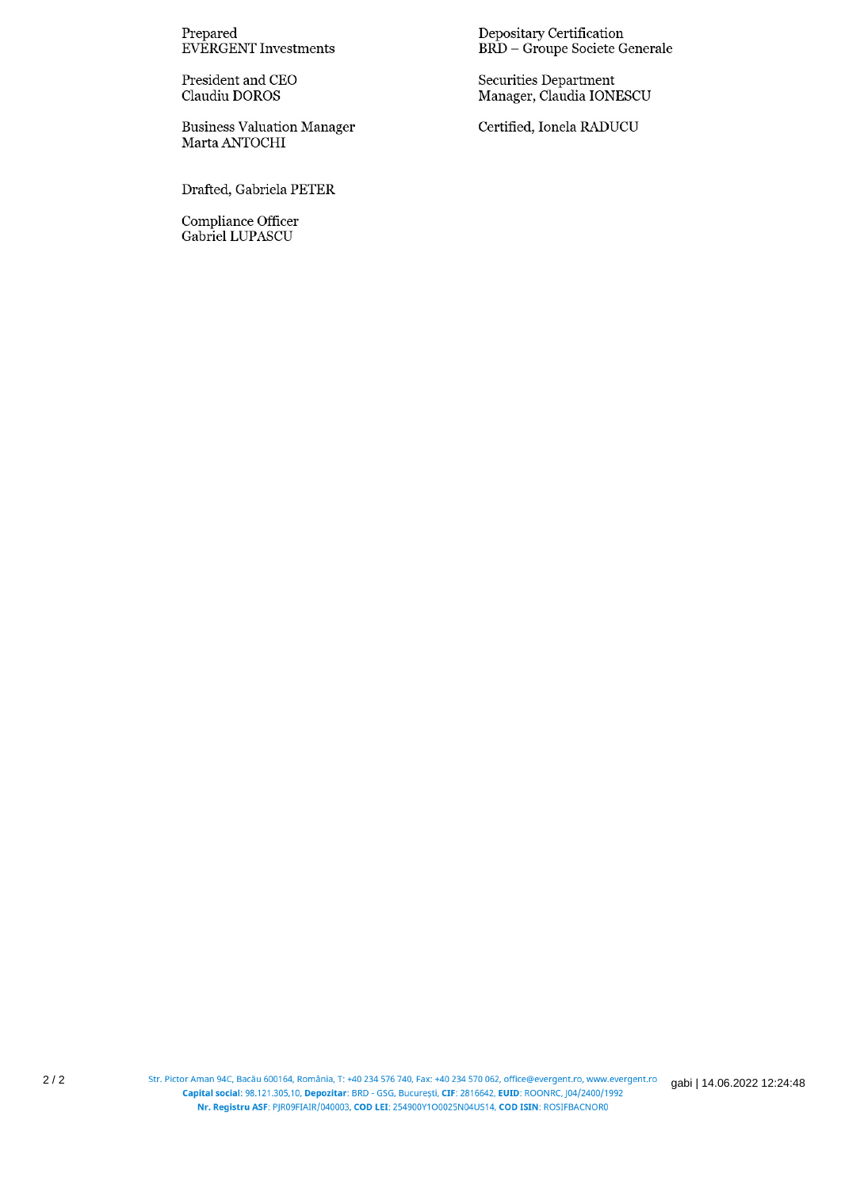Prepared
EVERGENT Investments

President and CEO
Claudiu DOROS

Business Valuation Manager
Marta ANTOCHI

Drafted, Gabriela PETER

Compliance Officer
Gabriel LUPASCU

Depositary Certification
BRD – Groupe Societe Generale

Securities Department
Manager, Claudia IONESCU

Certified, Ionela RADUCU